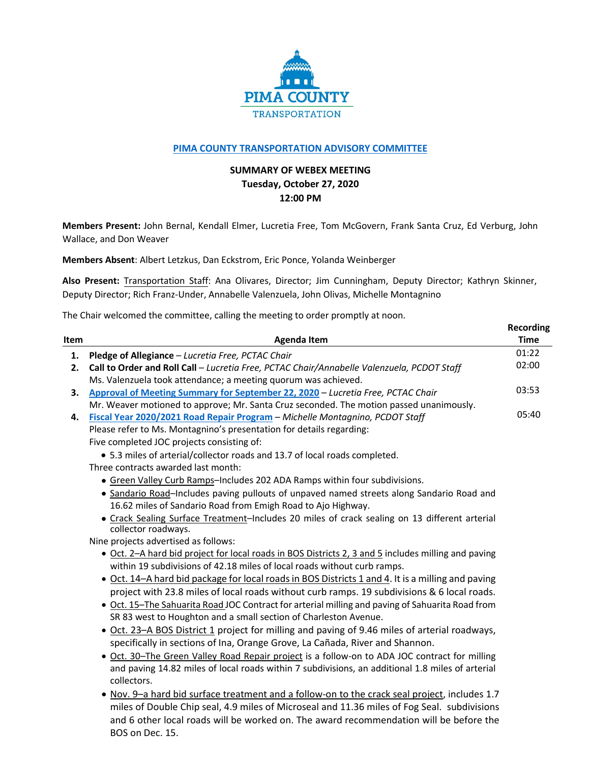**PIMA COUNTY TRANSPORTATION**

## PIMA COUNTY TRANSPORTATION ADVISORY COMMITTEE

### SUMMARY OF WEBEX MEETING
### Tuesday, October 27, 2020
### 12:00 PM

**Members Present:** John Bernal, Kendall Elmer, Lucretia Free, Tom McGovern, Frank Santa Cruz, Ed Verburg, John Wallace, and Don Weaver

**Members Absent**: Albert Letzkus, Dan Eckstrom, Eric Ponce, Yolanda Weinberger

**Also Present:** Transportation Staff: Ana Olivares, Director; Jim Cunningham, Deputy Director; Kathryn Skinner, Deputy Director; Rich Franz-Under, Annabelle Valenzuela, John Olivas, Michelle Montagnino

The Chair welcomed the committee, calling the meeting to order promptly at noon.

| Item | Agenda Item | Recording Time |
|---|---|---|
| **1.** | **Pledge of Allegiance** – *Lucretia Free, PCTAC Chair* | 01:22 |
| **2.** | **Call to Order and Roll Call** – *Lucretia Free, PCTAC Chair/Annabelle Valenzuela, PCDOT Staff*<br>Ms. Valenzuela took attendance; a meeting quorum was achieved. | 02:00 |
| **3.** | **Approval of Meeting Summary for September 22, 2020** – *Lucretia Free, PCTAC Chair*<br>Mr. Weaver motioned to approve; Mr. Santa Cruz seconded. The motion passed unanimously. | 03:53 |
| **4.** | **Fiscal Year 2020/2021 Road Repair Program** – *Michelle Montagnino, PCDOT Staff* | 05:40 |

Please refer to Ms. Montagnino's presentation for details regarding:

Five completed JOC projects consisting of:

- 5.3 miles of arterial/collector roads and 13.7 of local roads completed.

Three contracts awarded last month:

- Green Valley Curb Ramps–Includes 202 ADA Ramps within four subdivisions.
- Sandario Road–Includes paving pullouts of unpaved named streets along Sandario Road and 16.62 miles of Sandario Road from Emigh Road to Ajo Highway.
- Crack Sealing Surface Treatment–Includes 20 miles of crack sealing on 13 different arterial collector roadways.

Nine projects advertised as follows:

- Oct. 2–A hard bid project for local roads in BOS Districts 2, 3 and 5 includes milling and paving within 19 subdivisions of 42.18 miles of local roads without curb ramps.
- Oct. 14–A hard bid package for local roads in BOS Districts 1 and 4. It is a milling and paving project with 23.8 miles of local roads without curb ramps. 19 subdivisions & 6 local roads.
- Oct. 15–The Sahuarita Road JOC Contract for arterial milling and paving of Sahuarita Road from SR 83 west to Houghton and a small section of Charleston Avenue.
- Oct. 23–A BOS District 1 project for milling and paving of 9.46 miles of arterial roadways, specifically in sections of Ina, Orange Grove, La Cañada, River and Shannon.
- Oct. 30–The Green Valley Road Repair project is a follow-on to ADA JOC contract for milling and paving 14.82 miles of local roads within 7 subdivisions, an additional 1.8 miles of arterial collectors.
- Nov. 9–a hard bid surface treatment and a follow-on to the crack seal project, includes 1.7 miles of Double Chip seal, 4.9 miles of Microseal and 11.36 miles of Fog Seal. subdivisions and 6 other local roads will be worked on. The award recommendation will be before the BOS on Dec. 15.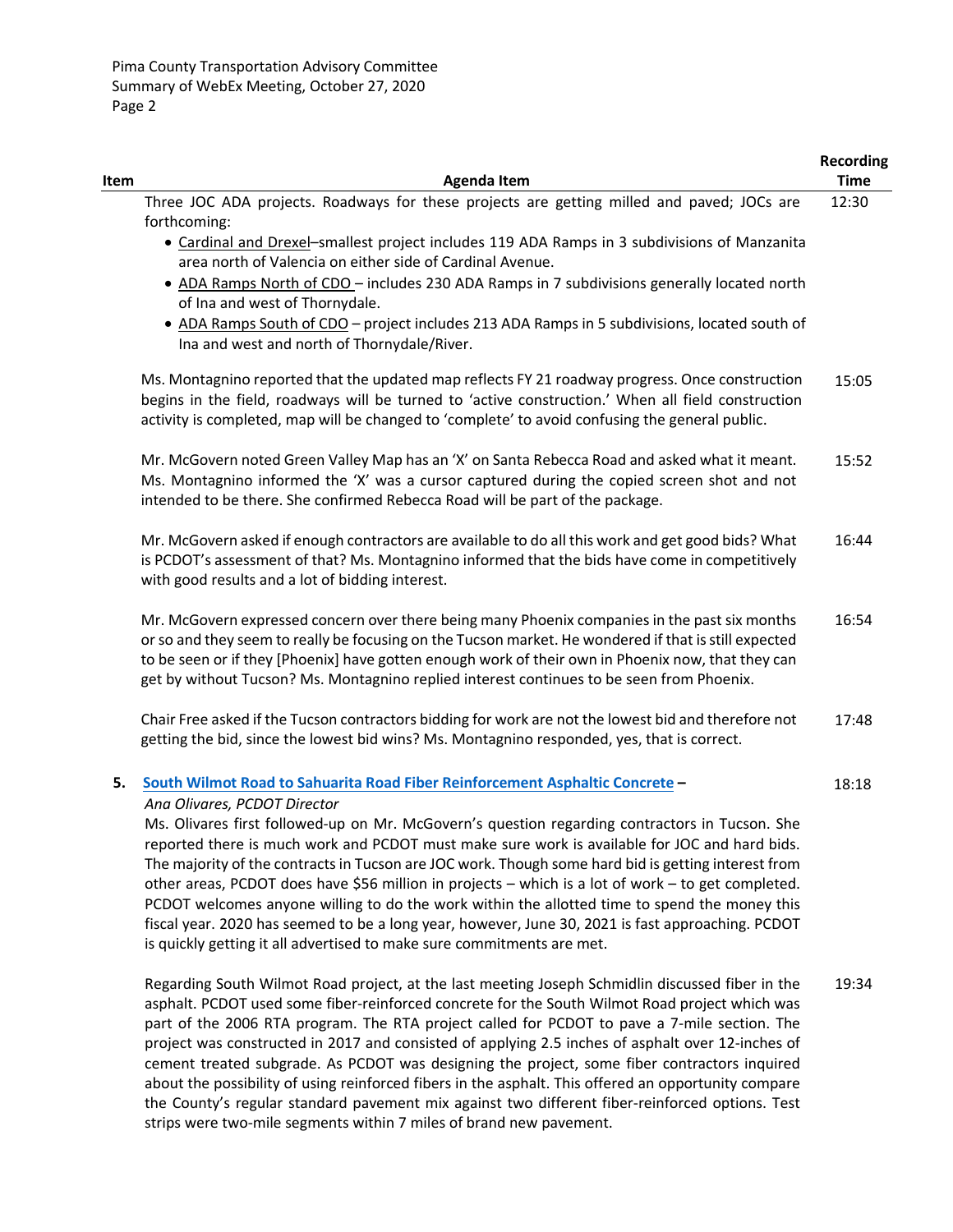| Item | Agenda Item | Recording Time |
|---|---|---|
| | Three JOC ADA projects. Roadways for these projects are getting milled and paved; JOCs are forthcoming:<br>• Cardinal and Drexel–smallest project includes 119 ADA Ramps in 3 subdivisions of Manzanita area north of Valencia on either side of Cardinal Avenue.<br>• ADA Ramps North of CDO – includes 230 ADA Ramps in 7 subdivisions generally located north of Ina and west of Thornydale.<br>• ADA Ramps South of CDO – project includes 213 ADA Ramps in 5 subdivisions, located south of Ina and west and north of Thornydale/River. | 12:30 |
| | Ms. Montagnino reported that the updated map reflects FY 21 roadway progress. Once construction begins in the field, roadways will be turned to 'active construction.' When all field construction activity is completed, map will be changed to 'complete' to avoid confusing the general public. | 15:05 |
| | Mr. McGovern noted Green Valley Map has an 'X' on Santa Rebecca Road and asked what it meant. Ms. Montagnino informed the 'X' was a cursor captured during the copied screen shot and not intended to be there. She confirmed Rebecca Road will be part of the package. | 15:52 |
| | Mr. McGovern asked if enough contractors are available to do all this work and get good bids? What is PCDOT's assessment of that? Ms. Montagnino informed that the bids have come in competitively with good results and a lot of bidding interest. | 16:44 |
| | Mr. McGovern expressed concern over there being many Phoenix companies in the past six months or so and they seem to really be focusing on the Tucson market. He wondered if that is still expected to be seen or if they [Phoenix] have gotten enough work of their own in Phoenix now, that they can get by without Tucson? Ms. Montagnino replied interest continues to be seen from Phoenix. | 16:54 |
| | Chair Free asked if the Tucson contractors bidding for work are not the lowest bid and therefore not getting the bid, since the lowest bid wins? Ms. Montagnino responded, yes, that is correct. | 17:48 |
| **5.** | **South Wilmot Road to Sahuarita Road Fiber Reinforcement Asphaltic Concrete –**<br>*Ana Olivares, PCDOT Director*<br>Ms. Olivares first followed-up on Mr. McGovern's question regarding contractors in Tucson. She reported there is much work and PCDOT must make sure work is available for JOC and hard bids. The majority of the contracts in Tucson are JOC work. Though some hard bid is getting interest from other areas, PCDOT does have \$56 million in projects – which is a lot of work – to get completed. PCDOT welcomes anyone willing to do the work within the allotted time to spend the money this fiscal year. 2020 has seemed to be a long year, however, June 30, 2021 is fast approaching. PCDOT is quickly getting it all advertised to make sure commitments are met. | 18:18 |
| | Regarding South Wilmot Road project, at the last meeting Joseph Schmidlin discussed fiber in the asphalt. PCDOT used some fiber-reinforced concrete for the South Wilmot Road project which was part of the 2006 RTA program. The RTA project called for PCDOT to pave a 7-mile section. The project was constructed in 2017 and consisted of applying 2.5 inches of asphalt over 12-inches of cement treated subgrade. As PCDOT was designing the project, some fiber contractors inquired about the possibility of using reinforced fibers in the asphalt. This offered an opportunity compare the County's regular standard pavement mix against two different fiber-reinforced options. Test strips were two-mile segments within 7 miles of brand new pavement. | 19:34 |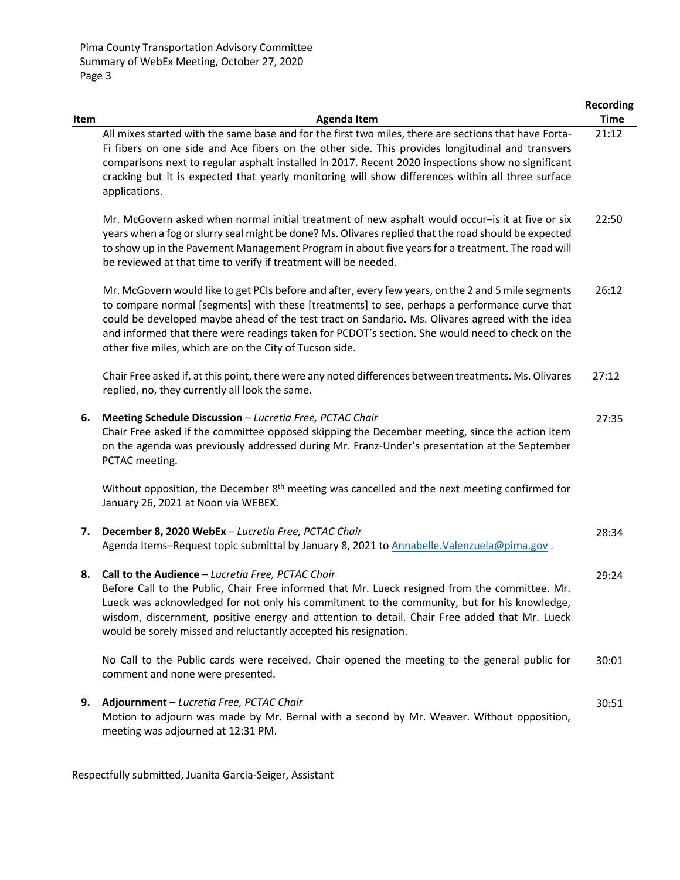| Item | Agenda Item | Recording Time |
|---|---|---|
| | All mixes started with the same base and for the first two miles, there are sections that have Forta-Fi fibers on one side and Ace fibers on the other side. This provides longitudinal and transvers comparisons next to regular asphalt installed in 2017. Recent 2020 inspections show no significant cracking but it is expected that yearly monitoring will show differences within all three surface applications. | 21:12 |
| | Mr. McGovern asked when normal initial treatment of new asphalt would occur–is it at five or six years when a fog or slurry seal might be done? Ms. Olivares replied that the road should be expected to show up in the Pavement Management Program in about five years for a treatment. The road will be reviewed at that time to verify if treatment will be needed. | 22:50 |
| | Mr. McGovern would like to get PCIs before and after, every few years, on the 2 and 5 mile segments to compare normal [segments] with these [treatments] to see, perhaps a performance curve that could be developed maybe ahead of the test tract on Sandario. Ms. Olivares agreed with the idea and informed that there were readings taken for PCDOT's section. She would need to check on the other five miles, which are on the City of Tucson side. | 26:12 |
| | Chair Free asked if, at this point, there were any noted differences between treatments. Ms. Olivares replied, no, they currently all look the same. | 27:12 |
| **6.** | **Meeting Schedule Discussion** – *Lucretia Free, PCTAC Chair*<br>Chair Free asked if the committee opposed skipping the December meeting, since the action item on the agenda was previously addressed during Mr. Franz-Under's presentation at the September PCTAC meeting.<br><br>Without opposition, the December 8th meeting was cancelled and the next meeting confirmed for January 26, 2021 at Noon via WEBEX. | 27:35 |
| **7.** | **December 8, 2020 WebEx** – *Lucretia Free, PCTAC Chair*<br>Agenda Items–Request topic submittal by January 8, 2021 to Annabelle.Valenzuela@pima.gov . | 28:34 |
| **8.** | **Call to the Audience** – *Lucretia Free, PCTAC Chair*<br>Before Call to the Public, Chair Free informed that Mr. Lueck resigned from the committee. Mr. Lueck was acknowledged for not only his commitment to the community, but for his knowledge, wisdom, discernment, positive energy and attention to detail. Chair Free added that Mr. Lueck would be sorely missed and reluctantly accepted his resignation. | 29:24 |
| | No Call to the Public cards were received. Chair opened the meeting to the general public for comment and none were presented. | 30:01 |
| **9.** | **Adjournment** – *Lucretia Free, PCTAC Chair*<br>Motion to adjourn was made by Mr. Bernal with a second by Mr. Weaver. Without opposition, meeting was adjourned at 12:31 PM. | 30:51 |

Respectfully submitted, Juanita Garcia-Seiger, Assistant